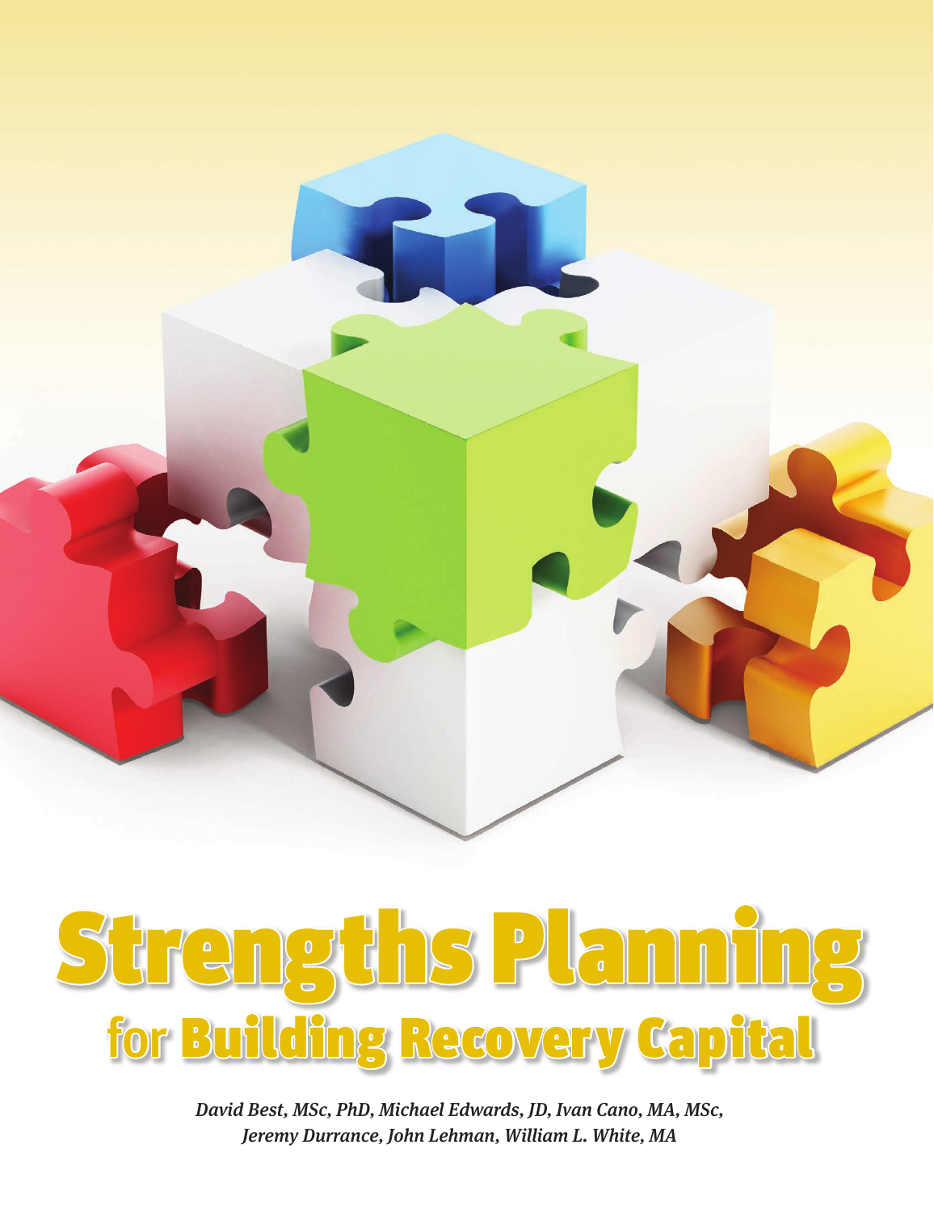# Strengths Planning for Building Recovery Capital

*David Best, MSc, PhD, Michael Edwards, JD, Ivan Cano, MA, MSc, Jeremy Durrance, John Lehman, William L. White, MA*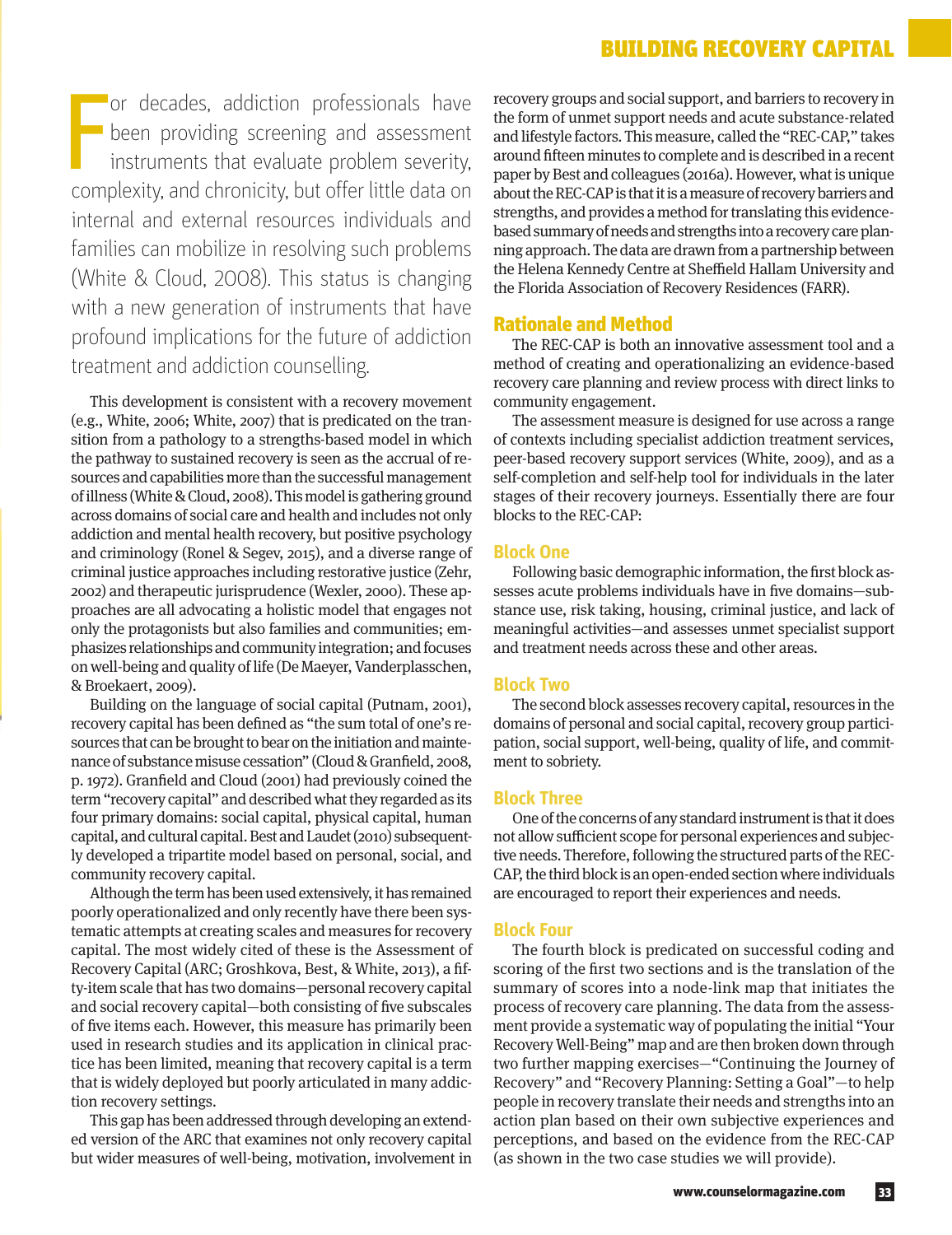For decades, addiction professionals have been providing screening and assessment instruments that evaluate problem severity, complexity, and chronicity, but offer little data on internal and external resources individuals and families can mobilize in resolving such problems (White & Cloud, 2008). This status is changing with a new generation of instruments that have profound implications for the future of addiction treatment and addiction counselling.

This development is consistent with a recovery movement (e.g., White, 2006; White, 2007) that is predicated on the transition from a pathology to a strengths-based model in which the pathway to sustained recovery is seen as the accrual of resources and capabilities more than the successful management of illness (White & Cloud, 2008). This model is gathering ground across domains of social care and health and includes not only addiction and mental health recovery, but positive psychology and criminology (Ronel & Segev, 2015), and a diverse range of criminal justice approaches including restorative justice (Zehr, 2002) and therapeutic jurisprudence (Wexler, 2000). These approaches are all advocating a holistic model that engages not only the protagonists but also families and communities; emphasizes relationships and community integration; and focuses on well-being and quality of life (De Maeyer, Vanderplasschen, & Broekaert, 2009).

Building on the language of social capital (Putnam, 2001), recovery capital has been defined as "the sum total of one's resources that can be brought to bear on the initiation and maintenance of substance misuse cessation" (Cloud & Granfield, 2008, p. 1972). Granfield and Cloud (2001) had previously coined the term "recovery capital" and described what they regarded as its four primary domains: social capital, physical capital, human capital, and cultural capital. Best and Laudet (2010) subsequently developed a tripartite model based on personal, social, and community recovery capital.

Although the term has been used extensively, it has remained poorly operationalized and only recently have there been systematic attempts at creating scales and measures for recovery capital. The most widely cited of these is the Assessment of Recovery Capital (ARC; Groshkova, Best, & White, 2013), a fifty-item scale that has two domains—personal recovery capital and social recovery capital—both consisting of five subscales of five items each. However, this measure has primarily been used in research studies and its application in clinical practice has been limited, meaning that recovery capital is a term that is widely deployed but poorly articulated in many addiction recovery settings.

This gap has been addressed through developing an extended version of the ARC that examines not only recovery capital but wider measures of well-being, motivation, involvement in recovery groups and social support, and barriers to recovery in the form of unmet support needs and acute substance-related and lifestyle factors. This measure, called the "REC-CAP," takes around fifteen minutes to complete and is described in a recent paper by Best and colleagues (2016a). However, what is unique about the REC-CAP is that it is a measure of recovery barriers and strengths, and provides a method for translating this evidence-based summary of needs and strengths into a recovery care planning approach. The data are drawn from a partnership between the Helena Kennedy Centre at Sheffield Hallam University and the Florida Association of Recovery Residences (FARR).

## Rationale and Method

The REC-CAP is both an innovative assessment tool and a method of creating and operationalizing an evidence-based recovery care planning and review process with direct links to community engagement.

The assessment measure is designed for use across a range of contexts including specialist addiction treatment services, peer-based recovery support services (White, 2009), and as a self-completion and self-help tool for individuals in the later stages of their recovery journeys. Essentially there are four blocks to the REC-CAP:

### Block One

Following basic demographic information, the first block assesses acute problems individuals have in five domains—substance use, risk taking, housing, criminal justice, and lack of meaningful activities—and assesses unmet specialist support and treatment needs across these and other areas.

### Block Two

The second block assesses recovery capital, resources in the domains of personal and social capital, recovery group participation, social support, well-being, quality of life, and commitment to sobriety.

### Block Three

One of the concerns of any standard instrument is that it does not allow sufficient scope for personal experiences and subjective needs. Therefore, following the structured parts of the REC-CAP, the third block is an open-ended section where individuals are encouraged to report their experiences and needs.

### Block Four

The fourth block is predicated on successful coding and scoring of the first two sections and is the translation of the summary of scores into a node-link map that initiates the process of recovery care planning. The data from the assessment provide a systematic way of populating the initial "Your Recovery Well-Being" map and are then broken down through two further mapping exercises—"Continuing the Journey of Recovery" and "Recovery Planning: Setting a Goal"—to help people in recovery translate their needs and strengths into an action plan based on their own subjective experiences and perceptions, and based on the evidence from the REC-CAP (as shown in the two case studies we will provide).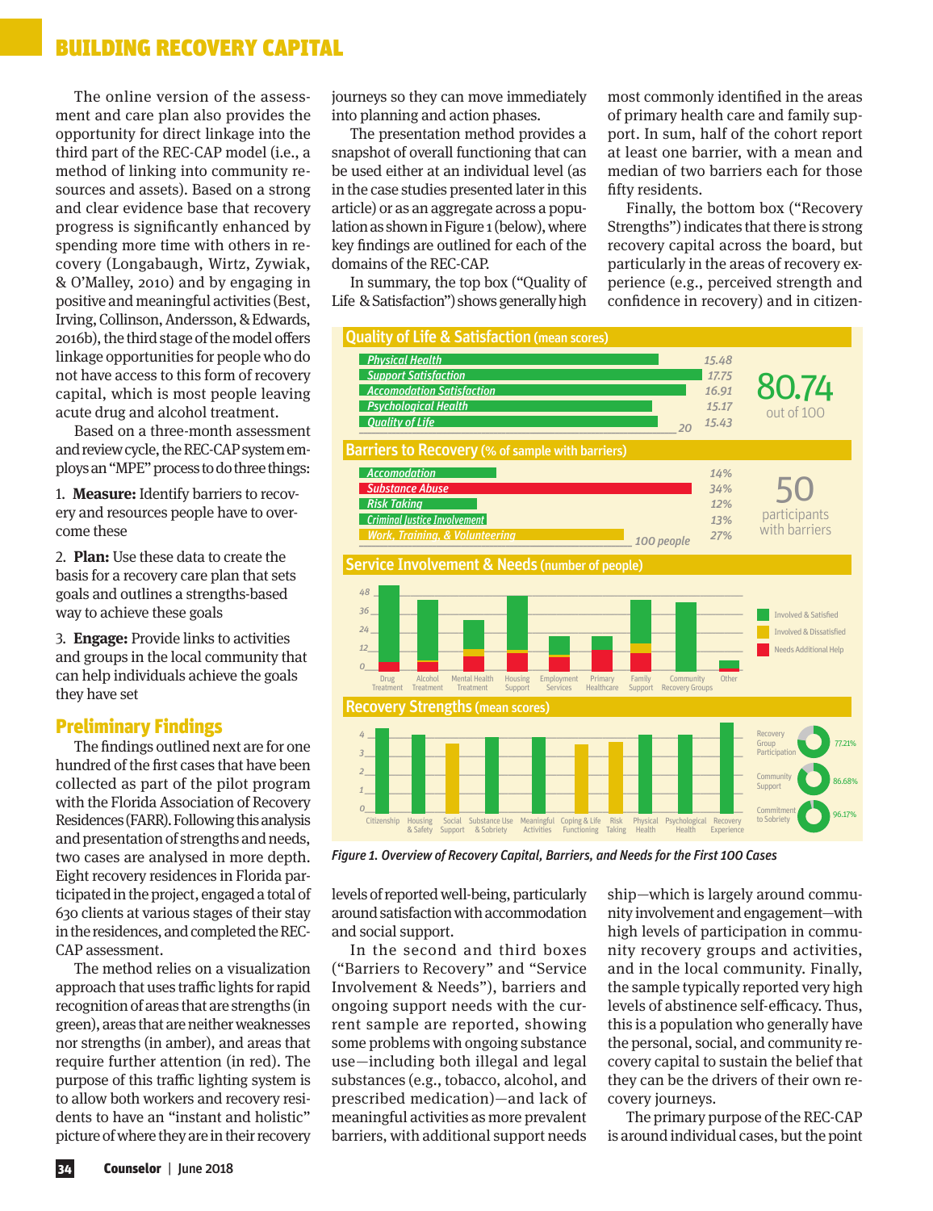The online version of the assessment and care plan also provides the opportunity for direct linkage into the third part of the REC-CAP model (i.e., a method of linking into community resources and assets). Based on a strong and clear evidence base that recovery progress is significantly enhanced by spending more time with others in recovery (Longabaugh, Wirtz, Zywiak, & O'Malley, 2010) and by engaging in positive and meaningful activities (Best, Irving, Collinson, Andersson, & Edwards, 2016b), the third stage of the model offers linkage opportunities for people who do not have access to this form of recovery capital, which is most people leaving acute drug and alcohol treatment.

Based on a three-month assessment and review cycle, the REC-CAP system employs an "MPE" process to do three things:

1. **Measure:** Identify barriers to recovery and resources people have to overcome these
2. **Plan:** Use these data to create the basis for a recovery care plan that sets goals and outlines a strengths-based way to achieve these goals
3. **Engage:** Provide links to activities and groups in the local community that can help individuals achieve the goals they have set

## Preliminary Findings

The findings outlined next are for one hundred of the first cases that have been collected as part of the pilot program with the Florida Association of Recovery Residences (FARR). Following this analysis and presentation of strengths and needs, two cases are analysed in more depth. Eight recovery residences in Florida participated in the project, engaged a total of 630 clients at various stages of their stay in the residences, and completed the REC-CAP assessment.

The method relies on a visualization approach that uses traffic lights for rapid recognition of areas that are strengths (in green), areas that are neither weaknesses nor strengths (in amber), and areas that require further attention (in red). The purpose of this traffic lighting system is to allow both workers and recovery residents to have an "instant and holistic" picture of where they are in their recovery journeys so they can move immediately into planning and action phases.

The presentation method provides a snapshot of overall functioning that can be used either at an individual level (as in the case studies presented later in this article) or as an aggregate across a population as shown in Figure 1 (below), where key findings are outlined for each of the domains of the REC-CAP.

In summary, the top box ("Quality of Life & Satisfaction") shows generally high levels of reported well-being, particularly around satisfaction with accommodation and social support.

In the second and third boxes ("Barriers to Recovery" and "Service Involvement & Needs"), barriers and ongoing support needs with the current sample are reported, showing some problems with ongoing substance use—including both illegal and legal substances (e.g., tobacco, alcohol, and prescribed medication)—and lack of meaningful activities as more prevalent barriers, with additional support needs most commonly identified in the areas of primary health care and family support. In sum, half of the cohort report at least one barrier, with a mean and median of two barriers each for those fifty residents.

Finally, the bottom box ("Recovery Strengths") indicates that there is strong recovery capital across the board, but particularly in the areas of recovery experience (e.g., perceived strength and confidence in recovery) and in citizenship—which is largely around community involvement and engagement—with high levels of participation in community recovery groups and activities, and in the local community. Finally, the sample typically reported very high levels of abstinence self-efficacy. Thus, this is a population who generally have the personal, social, and community recovery capital to sustain the belief that they can be the drivers of their own recovery journeys.

The primary purpose of the REC-CAP is around individual cases, but the point

**Quality of Life & Satisfaction (mean scores)**

| Domain | Mean score (out of 20) |
|---|---|
| Physical Health | 15.48 |
| Support Satisfaction | 17.75 |
| Accomodation Satisfaction | 16.91 |
| Psychological Health | 15.17 |
| Quality of Life | 15.43 |

80.74 out of 100

**Barriers to Recovery (% of sample with barriers)**

| Barrier | % |
|---|---|
| Accomodation | 14% |
| Substance Abuse | 34% |
| Risk Taking | 12% |
| Criminal Justice Involvement | 13% |
| Work, Training, & Volunteering | 27% |

50 participants with barriers

**Service Involvement & Needs (number of people)**

Categories: Drug Treatment, Alcohol Treatment, Mental Health Treatment, Housing Support, Employment Services, Primary Healthcare, Family Support, Community Recovery Groups, Other. Legend: Involved & Satisfied; Involved & Dissatisfied; Needs Additional Help.

**Recovery Strengths (mean scores)**

Categories: Citizenship, Housing & Safety, Social Support, Substance Use & Sobriety, Meaningful Activities, Coping & Life Functioning, Risk Taking, Physical Health, Psychological Health, Recovery Experience.

| Measure | % |
|---|---|
| Recovery Group Participation | 77.21% |
| Community Support | 86.68% |
| Commitment to Sobriety | 96.17% |

*Figure 1. Overview of Recovery Capital, Barriers, and Needs for the First 100 Cases*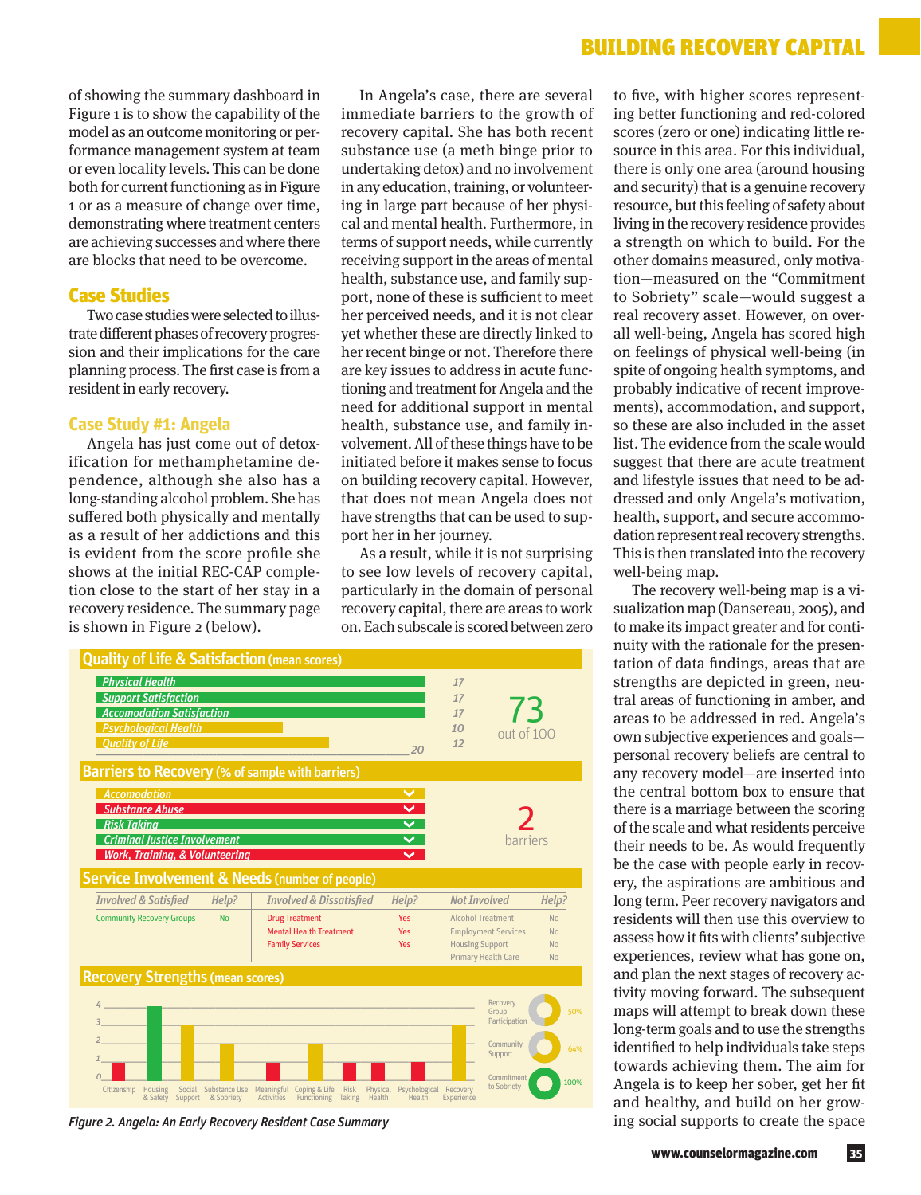of showing the summary dashboard in Figure 1 is to show the capability of the model as an outcome monitoring or performance management system at team or even locality levels. This can be done both for current functioning as in Figure 1 or as a measure of change over time, demonstrating where treatment centers are achieving successes and where there are blocks that need to be overcome.

## Case Studies

Two case studies were selected to illustrate different phases of recovery progression and their implications for the care planning process. The first case is from a resident in early recovery.

### Case Study #1: Angela

Angela has just come out of detoxification for methamphetamine dependence, although she also has a long-standing alcohol problem. She has suffered both physically and mentally as a result of her addictions and this is evident from the score profile she shows at the initial REC-CAP completion close to the start of her stay in a recovery residence. The summary page is shown in Figure 2 (below).

In Angela's case, there are several immediate barriers to the growth of recovery capital. She has both recent substance use (a meth binge prior to undertaking detox) and no involvement in any education, training, or volunteering in large part because of her physical and mental health. Furthermore, in terms of support needs, while currently receiving support in the areas of mental health, substance use, and family support, none of these is sufficient to meet her perceived needs, and it is not clear yet whether these are directly linked to her recent binge or not. Therefore there are key issues to address in acute functioning and treatment for Angela and the need for additional support in mental health, substance use, and family involvement. All of these things have to be initiated before it makes sense to focus on building recovery capital. However, that does not mean Angela does not have strengths that can be used to support her in her journey.

As a result, while it is not surprising to see low levels of recovery capital, particularly in the domain of personal recovery capital, there are areas to work on. Each subscale is scored between zero to five, with higher scores representing better functioning and red-colored scores (zero or one) indicating little resource in this area. For this individual, there is only one area (around housing and security) that is a genuine recovery resource, but this feeling of safety about living in the recovery residence provides a strength on which to build. For the other domains measured, only motivation—measured on the "Commitment to Sobriety" scale—would suggest a real recovery asset. However, on overall well-being, Angela has scored high on feelings of physical well-being (in spite of ongoing health symptoms, and probably indicative of recent improvements), accommodation, and support, so these are also included in the asset list. The evidence from the scale would suggest that there are acute treatment and lifestyle issues that need to be addressed and only Angela's motivation, health, support, and secure accommodation represent real recovery strengths. This is then translated into the recovery well-being map.

The recovery well-being map is a visualization map (Dansereau, 2005), and to make its impact greater and for continuity with the rationale for the presentation of data findings, areas that are strengths are depicted in green, neutral areas of functioning in amber, and areas to be addressed in red. Angela's own subjective experiences and goals—personal recovery beliefs are central to any recovery model—are inserted into the central bottom box to ensure that there is a marriage between the scoring of the scale and what residents perceive their needs to be. As would frequently be the case with people early in recovery, the aspirations are ambitious and long term. Peer recovery navigators and residents will then use this overview to assess how it fits with clients' subjective experiences, review what has gone on, and plan the next stages of recovery activity moving forward. The subsequent maps will attempt to break down these long-term goals and to use the strengths identified to help individuals take steps towards achieving them. The aim for Angela is to keep her sober, get her fit and healthy, and build on her growing social supports to create the space

**Quality of Life & Satisfaction** (mean scores)

| Item | Score |
|---|---|
| Physical Health | 17 |
| Support Satisfaction | 17 |
| Accomodation Satisfaction | 17 |
| Psychological Health | 10 |
| Quality of Life | 12 |

73 out of 100

**Barriers to Recovery** (% of sample with barriers)

- Accomodation
- Substance Abuse
- Risk Taking
- Criminal Justice Involvement
- Work, Training, & Volunteering

2 barriers

**Service Involvement & Needs** (number of people)

| Involved & Satisfied | Help? | Involved & Dissatisfied | Help? | Not Involved | Help? |
|---|---|---|---|---|---|
| Community Recovery Groups | No | Drug Treatment | Yes | Alcohol Treatment | No |
| | | Mental Health Treatment | Yes | Employment Services | No |
| | | Family Services | Yes | Housing Support | No |
| | | | | Primary Health Care | No |

**Recovery Strengths** (mean scores)

Citizenship, Housing & Safety, Social Support, Substance Use & Sobriety, Meaningful Activities, Coping & Life Functioning, Risk Taking, Physical Health, Psychological Health, Recovery Experience

Recovery Group Participation 50%; Community Support 64%; Commitment to Sobriety 100%

*Figure 2. Angela: An Early Recovery Resident Case Summary*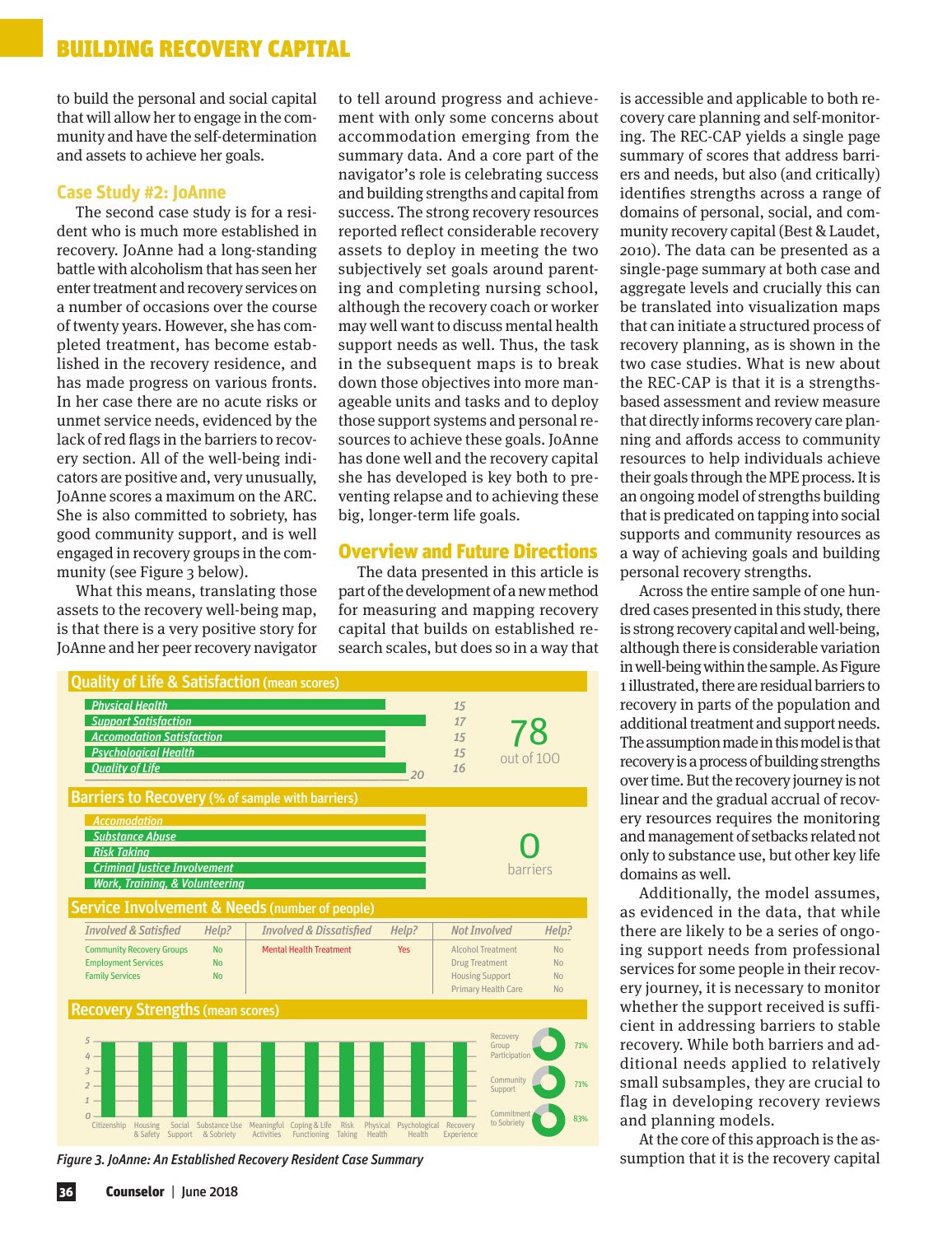to build the personal and social capital that will allow her to engage in the community and have the self-determination and assets to achieve her goals.

### Case Study #2: JoAnne

The second case study is for a resident who is much more established in recovery. JoAnne had a long-standing battle with alcoholism that has seen her enter treatment and recovery services on a number of occasions over the course of twenty years. However, she has completed treatment, has become established in the recovery residence, and has made progress on various fronts. In her case there are no acute risks or unmet service needs, evidenced by the lack of red flags in the barriers to recovery section. All of the well-being indicators are positive and, very unusually, JoAnne scores a maximum on the ARC. She is also committed to sobriety, has good community support, and is well engaged in recovery groups in the community (see Figure 3 below).

What this means, translating those assets to the recovery well-being map, is that there is a very positive story for JoAnne and her peer recovery navigator to tell around progress and achievement with only some concerns about accommodation emerging from the summary data. And a core part of the navigator's role is celebrating success and building strengths and capital from success. The strong recovery resources reported reflect considerable recovery assets to deploy in meeting the two subjectively set goals around parenting and completing nursing school, although the recovery coach or worker may well want to discuss mental health support needs as well. Thus, the task in the subsequent maps is to break down those objectives into more manageable units and tasks and to deploy those support systems and personal resources to achieve these goals. JoAnne has done well and the recovery capital she has developed is key both to preventing relapse and to achieving these big, longer-term life goals.

### Overview and Future Directions

The data presented in this article is part of the development of a new method for measuring and mapping recovery capital that builds on established research scales, but does so in a way that is accessible and applicable to both recovery care planning and self-monitoring. The REC-CAP yields a single page summary of scores that address barriers and needs, but also (and critically) identifies strengths across a range of domains of personal, social, and community recovery capital (Best & Laudet, 2010). The data can be presented as a single-page summary at both case and aggregate levels and crucially this can be translated into visualization maps that can initiate a structured process of recovery planning, as is shown in the two case studies. What is new about the REC-CAP is that it is a strengths-based assessment and review measure that directly informs recovery care planning and affords access to community resources to help individuals achieve their goals through the MPE process. It is an ongoing model of strengths building that is predicated on tapping into social supports and community resources as a way of achieving goals and building personal recovery strengths.

Across the entire sample of one hundred cases presented in this study, there is strong recovery capital and well-being, although there is considerable variation in well-being within the sample. As Figure 1 illustrated, there are residual barriers to recovery in parts of the population and additional treatment and support needs. The assumption made in this model is that recovery is a process of building strengths over time. But the recovery journey is not linear and the gradual accrual of recovery resources requires the monitoring and management of setbacks related not only to substance use, but other key life domains as well.

Additionally, the model assumes, as evidenced in the data, that while there are likely to be a series of ongoing support needs from professional services for some people in their recovery journey, it is necessary to monitor whether the support received is sufficient in addressing barriers to stable recovery. While both barriers and additional needs applied to relatively small subsamples, they are crucial to flag in developing recovery reviews and planning models.

At the core of this approach is the assumption that it is the recovery capital

**Quality of Life & Satisfaction** (mean scores)

| Item | Score |
|---|---|
| Physical Health | 15 |
| Support Satisfaction | 17 |
| Accomodation Satisfaction | 15 |
| Psychological Health | 15 |
| Quality of Life | 16 |

Scale max: 20. Total: 78 out of 100

**Barriers to Recovery** (% of sample with barriers)

- Accomodation
- Substance Abuse
- Risk Taking
- Criminal Justice Involvement
- Work, Training, & Volunteering

0 barriers

**Service Involvement & Needs** (number of people)

| Involved & Satisfied | Help? | Involved & Dissatisfied | Help? | Not Involved | Help? |
|---|---|---|---|---|---|
| Community Recovery Groups | No | Mental Health Treatment | Yes | Alcohol Treatment | No |
| Employment Services | No | | | Drug Treatment | No |
| Family Services | No | | | Housing Support | No |
| | | | | Primary Health Care | No |

**Recovery Strengths** (mean scores)

Bar chart (scale 0–5): Citizenship, Housing & Safety, Social Support, Substance Use & Sobriety, Meaningful Activities, Coping & Life Functioning, Risk Taking, Physical Health, Psychological Health, Recovery Experience.

Recovery Group Participation: 71%; Community Support: 71%; Commitment to Sobriety: 83%

*Figure 3. JoAnne: An Established Recovery Resident Case Summary*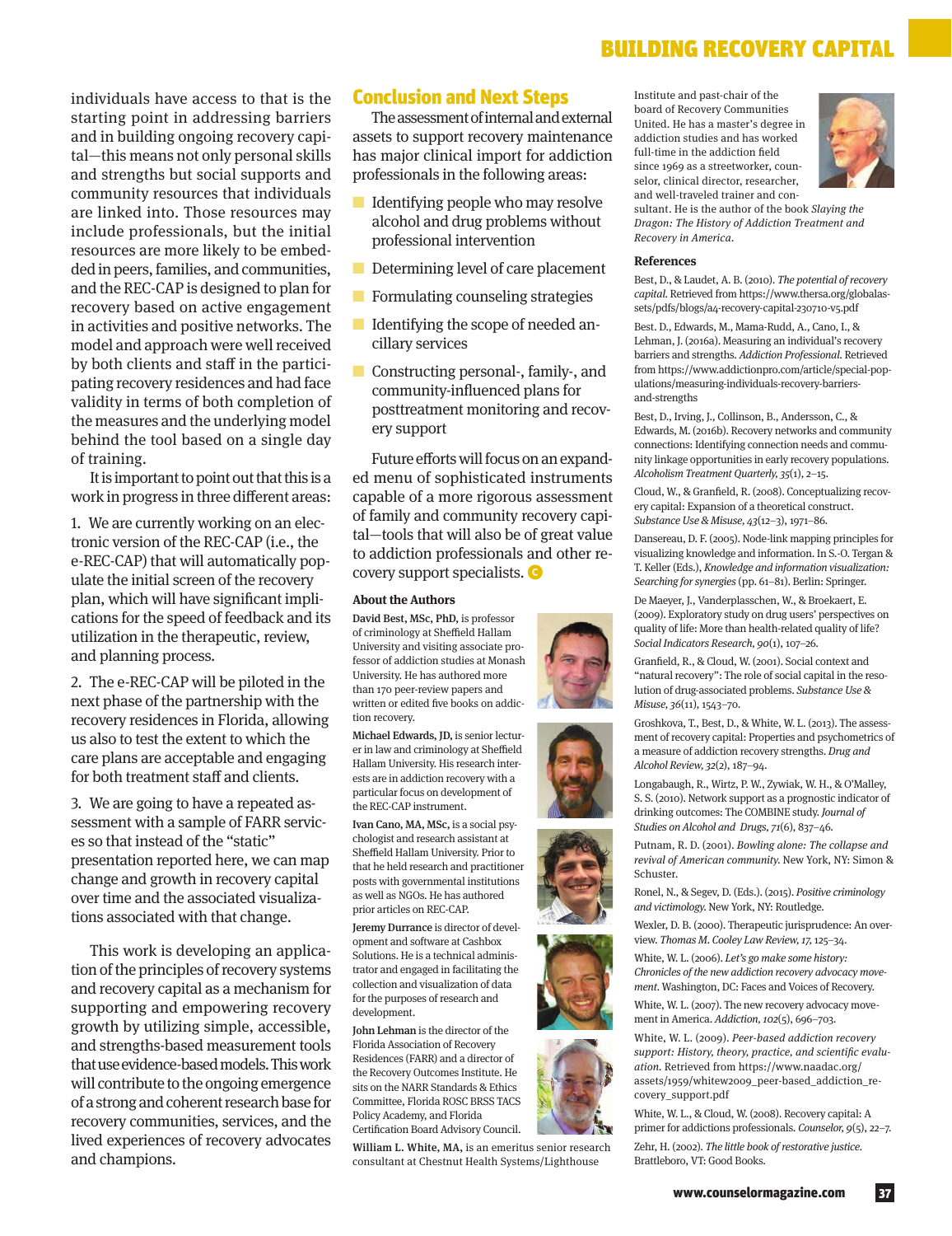individuals have access to that is the starting point in addressing barriers and in building ongoing recovery capital—this means not only personal skills and strengths but social supports and community resources that individuals are linked into. Those resources may include professionals, but the initial resources are more likely to be embedded in peers, families, and communities, and the REC-CAP is designed to plan for recovery based on active engagement in activities and positive networks. The model and approach were well received by both clients and staff in the participating recovery residences and had face validity in terms of both completion of the measures and the underlying model behind the tool based on a single day of training.

It is important to point out that this is a work in progress in three different areas:

1. We are currently working on an electronic version of the REC-CAP (i.e., the e-REC-CAP) that will automatically populate the initial screen of the recovery plan, which will have significant implications for the speed of feedback and its utilization in the therapeutic, review, and planning process.

2. The e-REC-CAP will be piloted in the next phase of the partnership with the recovery residences in Florida, allowing us also to test the extent to which the care plans are acceptable and engaging for both treatment staff and clients.

3. We are going to have a repeated assessment with a sample of FARR services so that instead of the "static" presentation reported here, we can map change and growth in recovery capital over time and the associated visualizations associated with that change.

This work is developing an application of the principles of recovery systems and recovery capital as a mechanism for supporting and empowering recovery growth by utilizing simple, accessible, and strengths-based measurement tools that use evidence-based models. This work will contribute to the ongoing emergence of a strong and coherent research base for recovery communities, services, and the lived experiences of recovery advocates and champions.

## Conclusion and Next Steps

The assessment of internal and external assets to support recovery maintenance has major clinical import for addiction professionals in the following areas:

- Identifying people who may resolve alcohol and drug problems without professional intervention
- Determining level of care placement
- Formulating counseling strategies
- Identifying the scope of needed ancillary services
- Constructing personal-, family-, and community-influenced plans for posttreatment monitoring and recovery support

Future efforts will focus on an expanded menu of sophisticated instruments capable of a more rigorous assessment of family and community recovery capital—tools that will also be of great value to addiction professionals and other recovery support specialists.

### About the Authors

**David Best, MSc, PhD,** is professor of criminology at Sheffield Hallam University and visiting associate professor of addiction studies at Monash University. He has authored more than 170 peer-review papers and written or edited five books on addiction recovery.

**Michael Edwards, JD,** is senior lecturer in law and criminology at Sheffield Hallam University. His research interests are in addiction recovery with a particular focus on development of the REC-CAP instrument.

**Ivan Cano, MA, MSc,** is a social psychologist and research assistant at Sheffield Hallam University. Prior to that he held research and practitioner posts with governmental institutions as well as NGOs. He has authored prior articles on REC-CAP.

**Jeremy Durrance** is director of development and software at Cashbox Solutions. He is a technical administrator and engaged in facilitating the collection and visualization of data for the purposes of research and development.

**John Lehman** is the director of the Florida Association of Recovery Residences (FARR) and a director of the Recovery Outcomes Institute. He sits on the NARR Standards & Ethics Committee, Florida ROSC BRSS TACS Policy Academy, and Florida Certification Board Advisory Council.

**William L. White, MA,** is an emeritus senior research consultant at Chestnut Health Systems/Lighthouse Institute and past-chair of the board of Recovery Communities United. He has a master's degree in addiction studies and has worked full-time in the addiction field since 1969 as a streetworker, counselor, clinical director, researcher, and well-traveled trainer and consultant. He is the author of the book *Slaying the Dragon: The History of Addiction Treatment and Recovery in America*.

### References

Best, D., & Laudet, A. B. (2010). *The potential of recovery capital.* Retrieved from https://www.thersa.org/globalassets/pdfs/blogs/a4-recovery-capital-230710-v5.pdf

Best. D., Edwards, M., Mama-Rudd, A., Cano, I., & Lehman, J. (2016a). Measuring an individual's recovery barriers and strengths. *Addiction Professional.* Retrieved from https://www.addictionpro.com/article/special-populations/measuring-individuals-recovery-barriers-and-strengths

Best, D., Irving, J., Collinson, B., Andersson, C., & Edwards, M. (2016b). Recovery networks and community connections: Identifying connection needs and community linkage opportunities in early recovery populations. *Alcoholism Treatment Quarterly, 35*(1), 2–15.

Cloud, W., & Granfield, R. (2008). Conceptualizing recovery capital: Expansion of a theoretical construct. *Substance Use & Misuse, 43*(12–3), 1971–86.

Dansereau, D. F. (2005). Node-link mapping principles for visualizing knowledge and information. In S.-O. Tergan & T. Keller (Eds.), *Knowledge and information visualization: Searching for synergies* (pp. 61–81). Berlin: Springer.

De Maeyer, J., Vanderplasschen, W., & Broekaert, E. (2009). Exploratory study on drug users' perspectives on quality of life: More than health-related quality of life? *Social Indicators Research, 90*(1), 107–26.

Granfield, R., & Cloud, W. (2001). Social context and "natural recovery": The role of social capital in the resolution of drug-associated problems. *Substance Use & Misuse, 36*(11), 1543–70.

Groshkova, T., Best, D., & White, W. L. (2013). The assessment of recovery capital: Properties and psychometrics of a measure of addiction recovery strengths. *Drug and Alcohol Review, 32*(2), 187–94.

Longabaugh, R., Wirtz, P. W., Zywiak, W. H., & O'Malley, S. S. (2010). Network support as a prognostic indicator of drinking outcomes: The COMBINE study. *Journal of Studies on Alcohol and Drugs, 71*(6), 837–46.

Putnam, R. D. (2001). *Bowling alone: The collapse and revival of American community.* New York, NY: Simon & Schuster.

Ronel, N., & Segev, D. (Eds.). (2015). *Positive criminology and victimology.* New York, NY: Routledge.

Wexler, D. B. (2000). Therapeutic jurisprudence: An overview. *Thomas M. Cooley Law Review, 17,* 125–34.

White, W. L. (2006). *Let's go make some history: Chronicles of the new addiction recovery advocacy movement.* Washington, DC: Faces and Voices of Recovery.

White, W. L. (2007). The new recovery advocacy movement in America. *Addiction, 102*(5), 696–703.

White, W. L. (2009). *Peer-based addiction recovery support: History, theory, practice, and scientific evaluation.* Retrieved from https://www.naadac.org/assets/1959/whitew2009_peer-based_addiction_recovery_support.pdf

White, W. L., & Cloud, W. (2008). Recovery capital: A primer for addictions professionals. *Counselor, 9*(5), 22–7.

Zehr, H. (2002). *The little book of restorative justice.* Brattleboro, VT: Good Books.